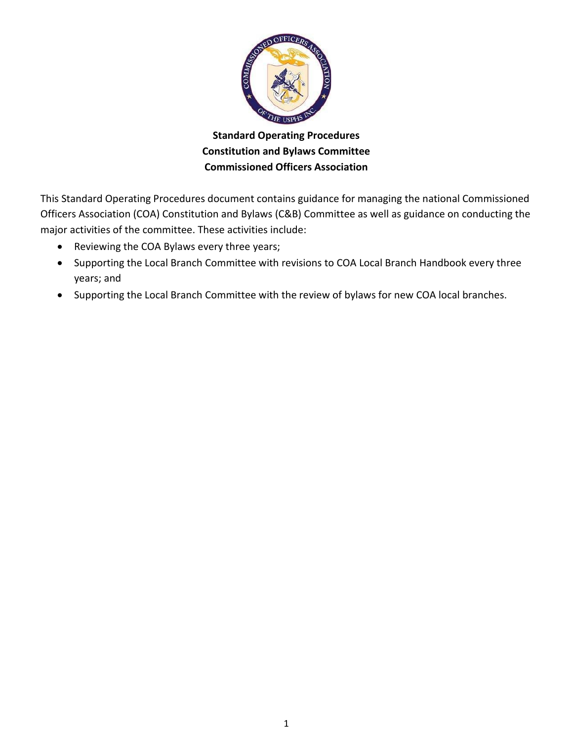**Standard Operating Procedures**
**Constitution and Bylaws Committee**
**Commissioned Officers Association**

This Standard Operating Procedures document contains guidance for managing the national Commissioned Officers Association (COA) Constitution and Bylaws (C&B) Committee as well as guidance on conducting the major activities of the committee. These activities include:

- Reviewing the COA Bylaws every three years;
- Supporting the Local Branch Committee with revisions to COA Local Branch Handbook every three years; and
- Supporting the Local Branch Committee with the review of bylaws for new COA local branches.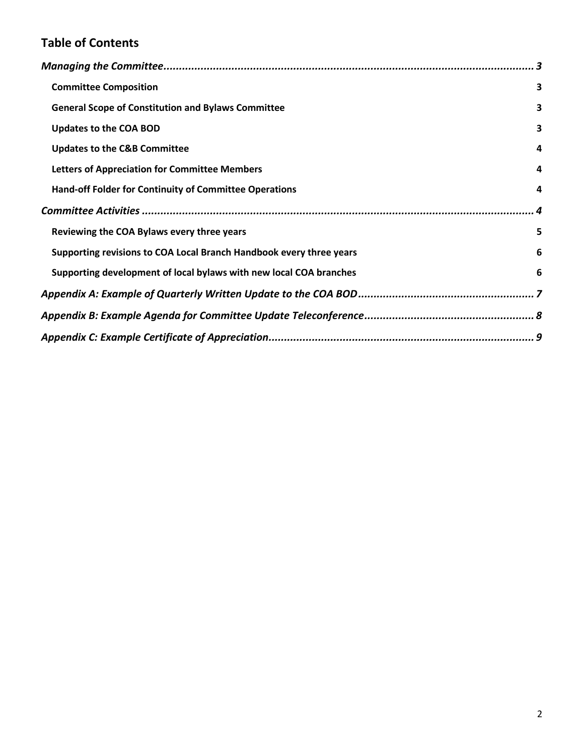## Table of Contents

*Managing the Committee* ........................................................................................................... *3*

**Committee Composition** 3

**General Scope of Constitution and Bylaws Committee** 3

**Updates to the COA BOD** 3

**Updates to the C&B Committee** 4

**Letters of Appreciation for Committee Members** 4

**Hand-off Folder for Continuity of Committee Operations** 4

*Committee Activities* ................................................................................................................ *4*

**Reviewing the COA Bylaws every three years** 5

**Supporting revisions to COA Local Branch Handbook every three years** 6

**Supporting development of local bylaws with new local COA branches** 6

*Appendix A: Example of Quarterly Written Update to the COA BOD* ......................................... *7*

*Appendix B: Example Agenda for Committee Update Teleconference* ....................................... *8*

*Appendix C: Example Certificate of Appreciation* ..................................................................... *9*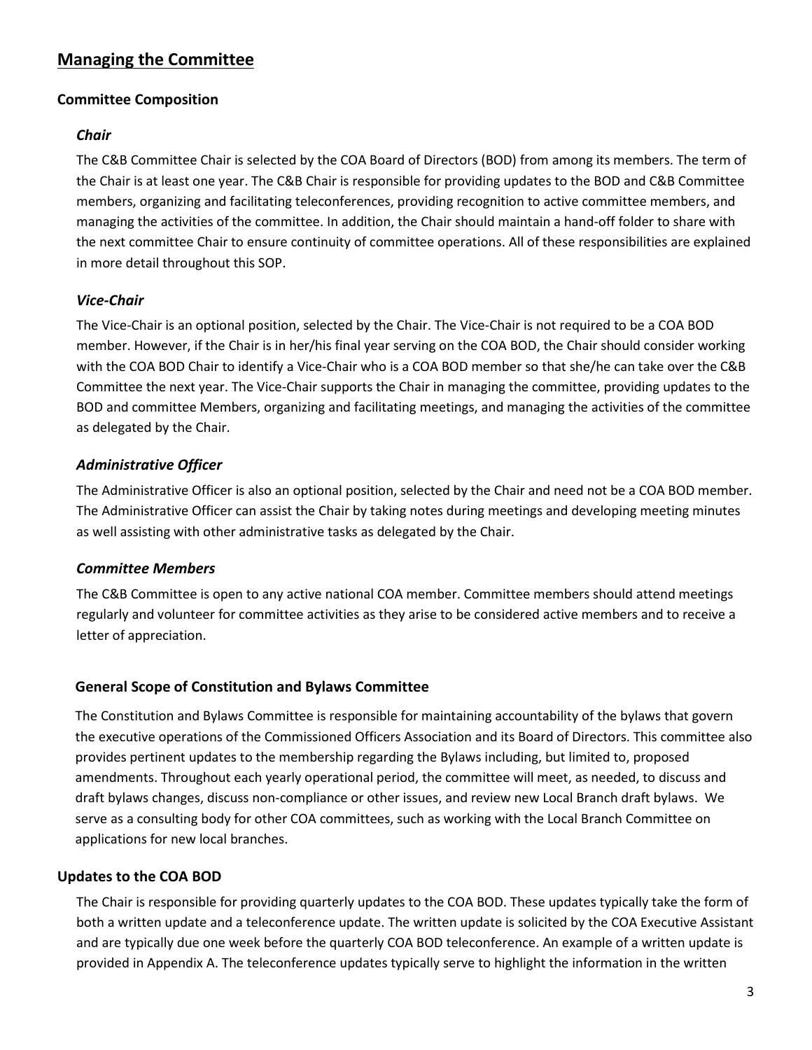## Managing the Committee

### Committee Composition

#### *Chair*

The C&B Committee Chair is selected by the COA Board of Directors (BOD) from among its members. The term of the Chair is at least one year. The C&B Chair is responsible for providing updates to the BOD and C&B Committee members, organizing and facilitating teleconferences, providing recognition to active committee members, and managing the activities of the committee. In addition, the Chair should maintain a hand-off folder to share with the next committee Chair to ensure continuity of committee operations. All of these responsibilities are explained in more detail throughout this SOP.

#### *Vice-Chair*

The Vice-Chair is an optional position, selected by the Chair. The Vice-Chair is not required to be a COA BOD member. However, if the Chair is in her/his final year serving on the COA BOD, the Chair should consider working with the COA BOD Chair to identify a Vice-Chair who is a COA BOD member so that she/he can take over the C&B Committee the next year. The Vice-Chair supports the Chair in managing the committee, providing updates to the BOD and committee Members, organizing and facilitating meetings, and managing the activities of the committee as delegated by the Chair.

#### *Administrative Officer*

The Administrative Officer is also an optional position, selected by the Chair and need not be a COA BOD member. The Administrative Officer can assist the Chair by taking notes during meetings and developing meeting minutes as well assisting with other administrative tasks as delegated by the Chair.

#### *Committee Members*

The C&B Committee is open to any active national COA member. Committee members should attend meetings regularly and volunteer for committee activities as they arise to be considered active members and to receive a letter of appreciation.

### General Scope of Constitution and Bylaws Committee

The Constitution and Bylaws Committee is responsible for maintaining accountability of the bylaws that govern the executive operations of the Commissioned Officers Association and its Board of Directors. This committee also provides pertinent updates to the membership regarding the Bylaws including, but limited to, proposed amendments. Throughout each yearly operational period, the committee will meet, as needed, to discuss and draft bylaws changes, discuss non-compliance or other issues, and review new Local Branch draft bylaws. We serve as a consulting body for other COA committees, such as working with the Local Branch Committee on applications for new local branches.

### Updates to the COA BOD

The Chair is responsible for providing quarterly updates to the COA BOD. These updates typically take the form of both a written update and a teleconference update. The written update is solicited by the COA Executive Assistant and are typically due one week before the quarterly COA BOD teleconference. An example of a written update is provided in Appendix A. The teleconference updates typically serve to highlight the information in the written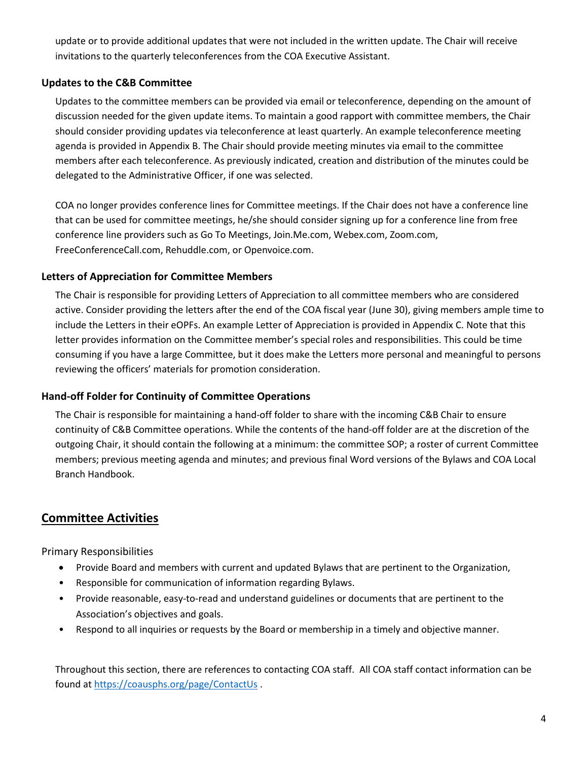update or to provide additional updates that were not included in the written update. The Chair will receive invitations to the quarterly teleconferences from the COA Executive Assistant.

### Updates to the C&B Committee

Updates to the committee members can be provided via email or teleconference, depending on the amount of discussion needed for the given update items. To maintain a good rapport with committee members, the Chair should consider providing updates via teleconference at least quarterly. An example teleconference meeting agenda is provided in Appendix B. The Chair should provide meeting minutes via email to the committee members after each teleconference. As previously indicated, creation and distribution of the minutes could be delegated to the Administrative Officer, if one was selected.

COA no longer provides conference lines for Committee meetings. If the Chair does not have a conference line that can be used for committee meetings, he/she should consider signing up for a conference line from free conference line providers such as Go To Meetings, Join.Me.com, Webex.com, Zoom.com, FreeConferenceCall.com, Rehuddle.com, or Openvoice.com.

### Letters of Appreciation for Committee Members

The Chair is responsible for providing Letters of Appreciation to all committee members who are considered active. Consider providing the letters after the end of the COA fiscal year (June 30), giving members ample time to include the Letters in their eOPFs. An example Letter of Appreciation is provided in Appendix C. Note that this letter provides information on the Committee member's special roles and responsibilities. This could be time consuming if you have a large Committee, but it does make the Letters more personal and meaningful to persons reviewing the officers' materials for promotion consideration.

### Hand-off Folder for Continuity of Committee Operations

The Chair is responsible for maintaining a hand-off folder to share with the incoming C&B Chair to ensure continuity of C&B Committee operations. While the contents of the hand-off folder are at the discretion of the outgoing Chair, it should contain the following at a minimum: the committee SOP; a roster of current Committee members; previous meeting agenda and minutes; and previous final Word versions of the Bylaws and COA Local Branch Handbook.

## Committee Activities

Primary Responsibilities

- Provide Board and members with current and updated Bylaws that are pertinent to the Organization,
- Responsible for communication of information regarding Bylaws.
- Provide reasonable, easy-to-read and understand guidelines or documents that are pertinent to the Association's objectives and goals.
- Respond to all inquiries or requests by the Board or membership in a timely and objective manner.

Throughout this section, there are references to contacting COA staff. All COA staff contact information can be found at https://coausphs.org/page/ContactUs .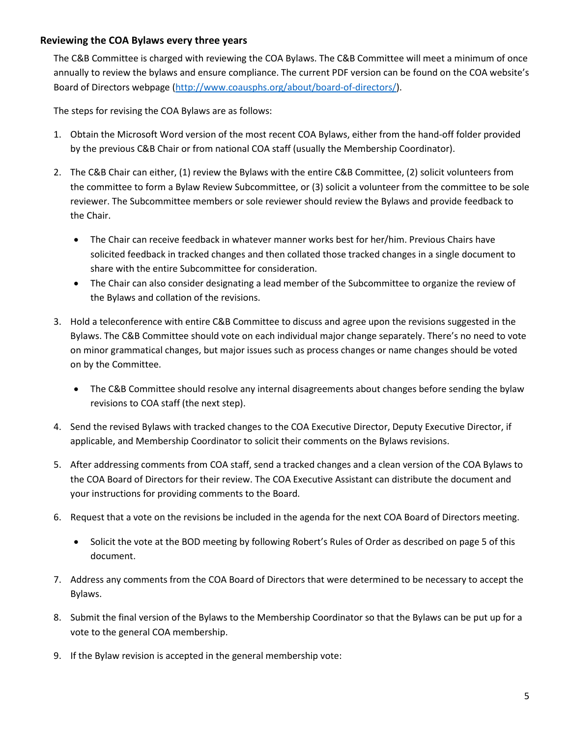## Reviewing the COA Bylaws every three years

The C&B Committee is charged with reviewing the COA Bylaws. The C&B Committee will meet a minimum of once annually to review the bylaws and ensure compliance. The current PDF version can be found on the COA website's Board of Directors webpage (http://www.coausphs.org/about/board-of-directors/).

The steps for revising the COA Bylaws are as follows:

1. Obtain the Microsoft Word version of the most recent COA Bylaws, either from the hand-off folder provided by the previous C&B Chair or from national COA staff (usually the Membership Coordinator).
2. The C&B Chair can either, (1) review the Bylaws with the entire C&B Committee, (2) solicit volunteers from the committee to form a Bylaw Review Subcommittee, or (3) solicit a volunteer from the committee to be sole reviewer. The Subcommittee members or sole reviewer should review the Bylaws and provide feedback to the Chair.
   - The Chair can receive feedback in whatever manner works best for her/him. Previous Chairs have solicited feedback in tracked changes and then collated those tracked changes in a single document to share with the entire Subcommittee for consideration.
   - The Chair can also consider designating a lead member of the Subcommittee to organize the review of the Bylaws and collation of the revisions.
3. Hold a teleconference with entire C&B Committee to discuss and agree upon the revisions suggested in the Bylaws. The C&B Committee should vote on each individual major change separately. There's no need to vote on minor grammatical changes, but major issues such as process changes or name changes should be voted on by the Committee.
   - The C&B Committee should resolve any internal disagreements about changes before sending the bylaw revisions to COA staff (the next step).
4. Send the revised Bylaws with tracked changes to the COA Executive Director, Deputy Executive Director, if applicable, and Membership Coordinator to solicit their comments on the Bylaws revisions.
5. After addressing comments from COA staff, send a tracked changes and a clean version of the COA Bylaws to the COA Board of Directors for their review. The COA Executive Assistant can distribute the document and your instructions for providing comments to the Board.
6. Request that a vote on the revisions be included in the agenda for the next COA Board of Directors meeting.
   - Solicit the vote at the BOD meeting by following Robert's Rules of Order as described on page 5 of this document.
7. Address any comments from the COA Board of Directors that were determined to be necessary to accept the Bylaws.
8. Submit the final version of the Bylaws to the Membership Coordinator so that the Bylaws can be put up for a vote to the general COA membership.
9. If the Bylaw revision is accepted in the general membership vote: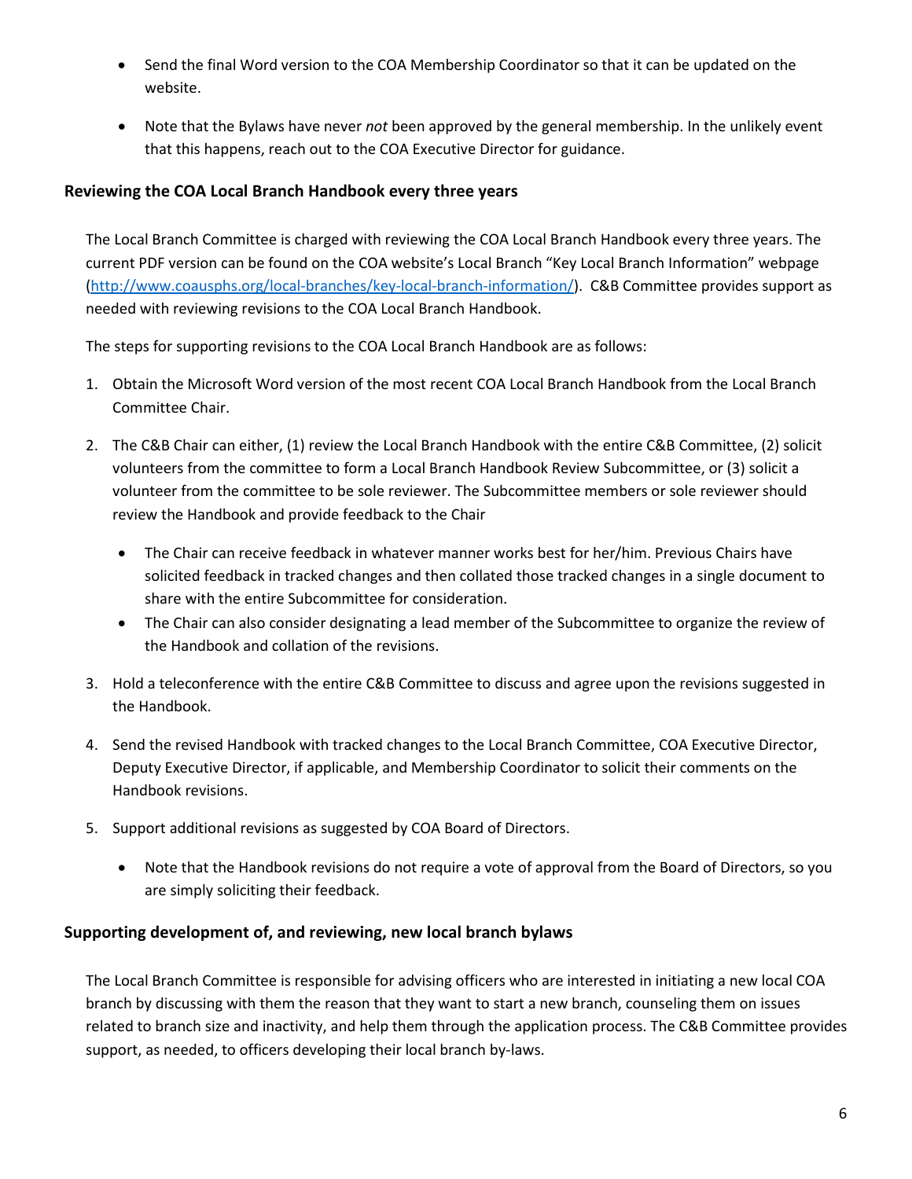- Send the final Word version to the COA Membership Coordinator so that it can be updated on the website.
- Note that the Bylaws have never *not* been approved by the general membership. In the unlikely event that this happens, reach out to the COA Executive Director for guidance.

### Reviewing the COA Local Branch Handbook every three years

The Local Branch Committee is charged with reviewing the COA Local Branch Handbook every three years. The current PDF version can be found on the COA website's Local Branch "Key Local Branch Information" webpage (http://www.coausphs.org/local-branches/key-local-branch-information/). C&B Committee provides support as needed with reviewing revisions to the COA Local Branch Handbook.

The steps for supporting revisions to the COA Local Branch Handbook are as follows:

1. Obtain the Microsoft Word version of the most recent COA Local Branch Handbook from the Local Branch Committee Chair.
2. The C&B Chair can either, (1) review the Local Branch Handbook with the entire C&B Committee, (2) solicit volunteers from the committee to form a Local Branch Handbook Review Subcommittee, or (3) solicit a volunteer from the committee to be sole reviewer. The Subcommittee members or sole reviewer should review the Handbook and provide feedback to the Chair
   - The Chair can receive feedback in whatever manner works best for her/him. Previous Chairs have solicited feedback in tracked changes and then collated those tracked changes in a single document to share with the entire Subcommittee for consideration.
   - The Chair can also consider designating a lead member of the Subcommittee to organize the review of the Handbook and collation of the revisions.
3. Hold a teleconference with the entire C&B Committee to discuss and agree upon the revisions suggested in the Handbook.
4. Send the revised Handbook with tracked changes to the Local Branch Committee, COA Executive Director, Deputy Executive Director, if applicable, and Membership Coordinator to solicit their comments on the Handbook revisions.
5. Support additional revisions as suggested by COA Board of Directors.
   - Note that the Handbook revisions do not require a vote of approval from the Board of Directors, so you are simply soliciting their feedback.

### Supporting development of, and reviewing, new local branch bylaws

The Local Branch Committee is responsible for advising officers who are interested in initiating a new local COA branch by discussing with them the reason that they want to start a new branch, counseling them on issues related to branch size and inactivity, and help them through the application process. The C&B Committee provides support, as needed, to officers developing their local branch by-laws.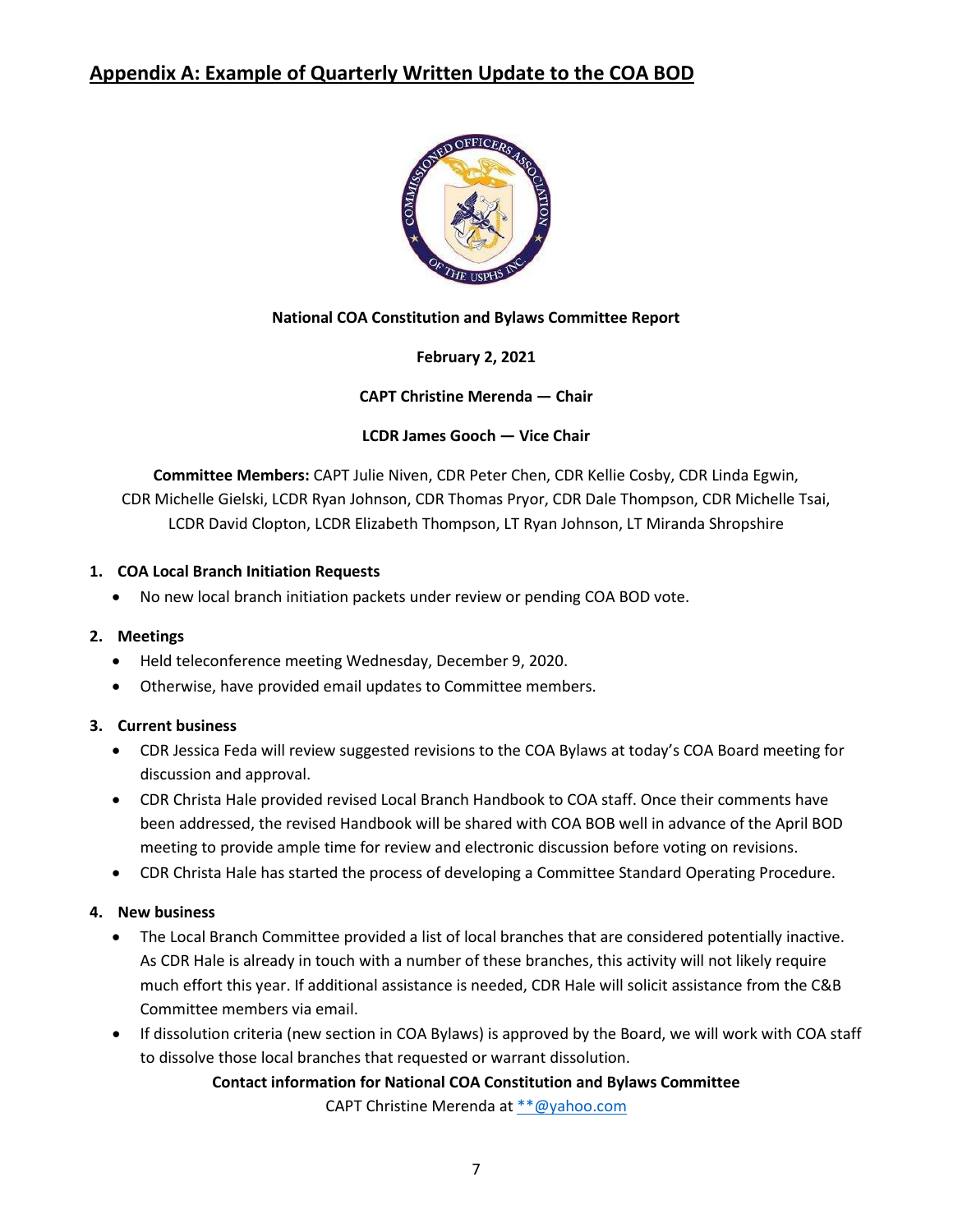## Appendix A: Example of Quarterly Written Update to the COA BOD

**National COA Constitution and Bylaws Committee Report**

**February 2, 2021**

**CAPT Christine Merenda — Chair**

**LCDR James Gooch — Vice Chair**

**Committee Members:** CAPT Julie Niven, CDR Peter Chen, CDR Kellie Cosby, CDR Linda Egwin, CDR Michelle Gielski, LCDR Ryan Johnson, CDR Thomas Pryor, CDR Dale Thompson, CDR Michelle Tsai, LCDR David Clopton, LCDR Elizabeth Thompson, LT Ryan Johnson, LT Miranda Shropshire

1. **COA Local Branch Initiation Requests**
   - No new local branch initiation packets under review or pending COA BOD vote.

2. **Meetings**
   - Held teleconference meeting Wednesday, December 9, 2020.
   - Otherwise, have provided email updates to Committee members.

3. **Current business**
   - CDR Jessica Feda will review suggested revisions to the COA Bylaws at today's COA Board meeting for discussion and approval.
   - CDR Christa Hale provided revised Local Branch Handbook to COA staff. Once their comments have been addressed, the revised Handbook will be shared with COA BOB well in advance of the April BOD meeting to provide ample time for review and electronic discussion before voting on revisions.
   - CDR Christa Hale has started the process of developing a Committee Standard Operating Procedure.

4. **New business**
   - The Local Branch Committee provided a list of local branches that are considered potentially inactive. As CDR Hale is already in touch with a number of these branches, this activity will not likely require much effort this year. If additional assistance is needed, CDR Hale will solicit assistance from the C&B Committee members via email.
   - If dissolution criteria (new section in COA Bylaws) is approved by the Board, we will work with COA staff to dissolve those local branches that requested or warrant dissolution.

**Contact information for National COA Constitution and Bylaws Committee**

CAPT Christine Merenda at **@yahoo.com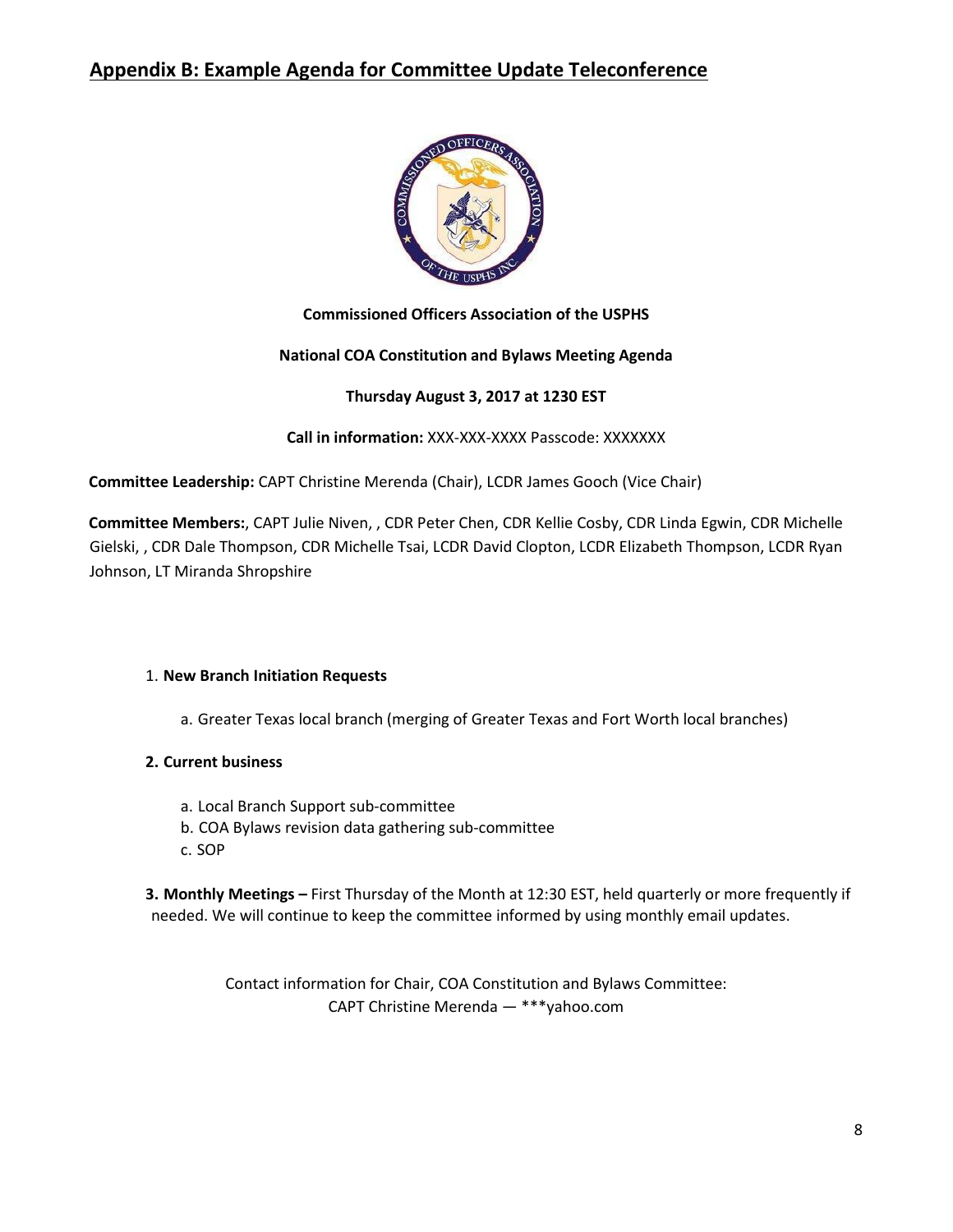## Appendix B: Example Agenda for Committee Update Teleconference

**Commissioned Officers Association of the USPHS**

**National COA Constitution and Bylaws Meeting Agenda**

**Thursday August 3, 2017 at 1230 EST**

**Call in information:** XXX-XXX-XXXX Passcode: XXXXXXX

**Committee Leadership:** CAPT Christine Merenda (Chair), LCDR James Gooch (Vice Chair)

**Committee Members:**, CAPT Julie Niven, , CDR Peter Chen, CDR Kellie Cosby, CDR Linda Egwin, CDR Michelle Gielski, , CDR Dale Thompson, CDR Michelle Tsai, LCDR David Clopton, LCDR Elizabeth Thompson, LCDR Ryan Johnson, LT Miranda Shropshire

1. **New Branch Initiation Requests**
   a. Greater Texas local branch (merging of Greater Texas and Fort Worth local branches)

2. **Current business**
   a. Local Branch Support sub-committee
   b. COA Bylaws revision data gathering sub-committee
   c. SOP

3. **Monthly Meetings –** First Thursday of the Month at 12:30 EST, held quarterly or more frequently if needed. We will continue to keep the committee informed by using monthly email updates.

Contact information for Chair, COA Constitution and Bylaws Committee:
CAPT Christine Merenda — ***yahoo.com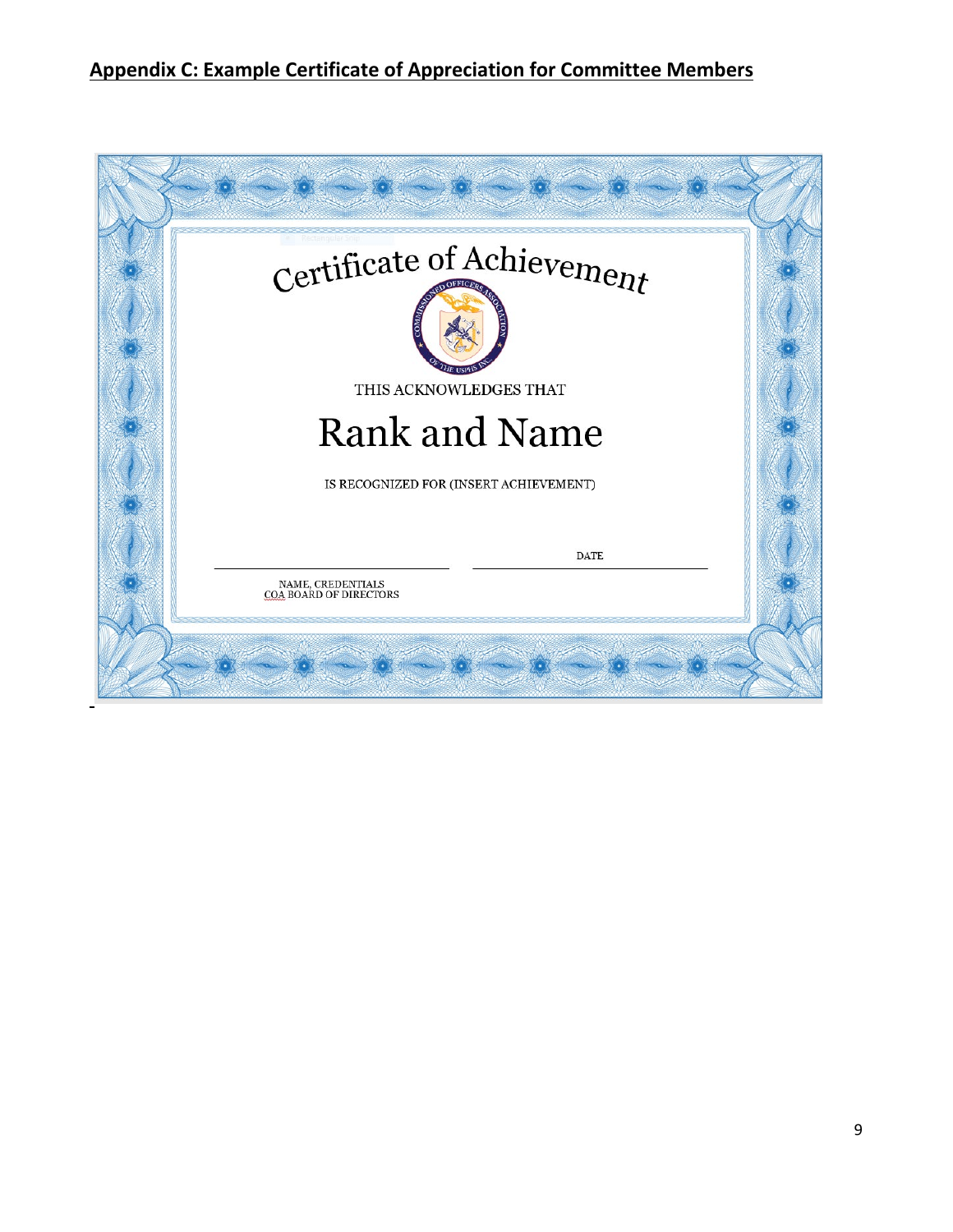## Appendix C: Example Certificate of Appreciation for Committee Members

Certificate of Achievement

COMMISSIONED OFFICERS ASSOCIATION OF THE USPHS INC.

THIS ACKNOWLEDGES THAT

# Rank and Name

IS RECOGNIZED FOR (INSERT ACHIEVEMENT)

NAME, CREDENTIALS
COA BOARD OF DIRECTORS

DATE